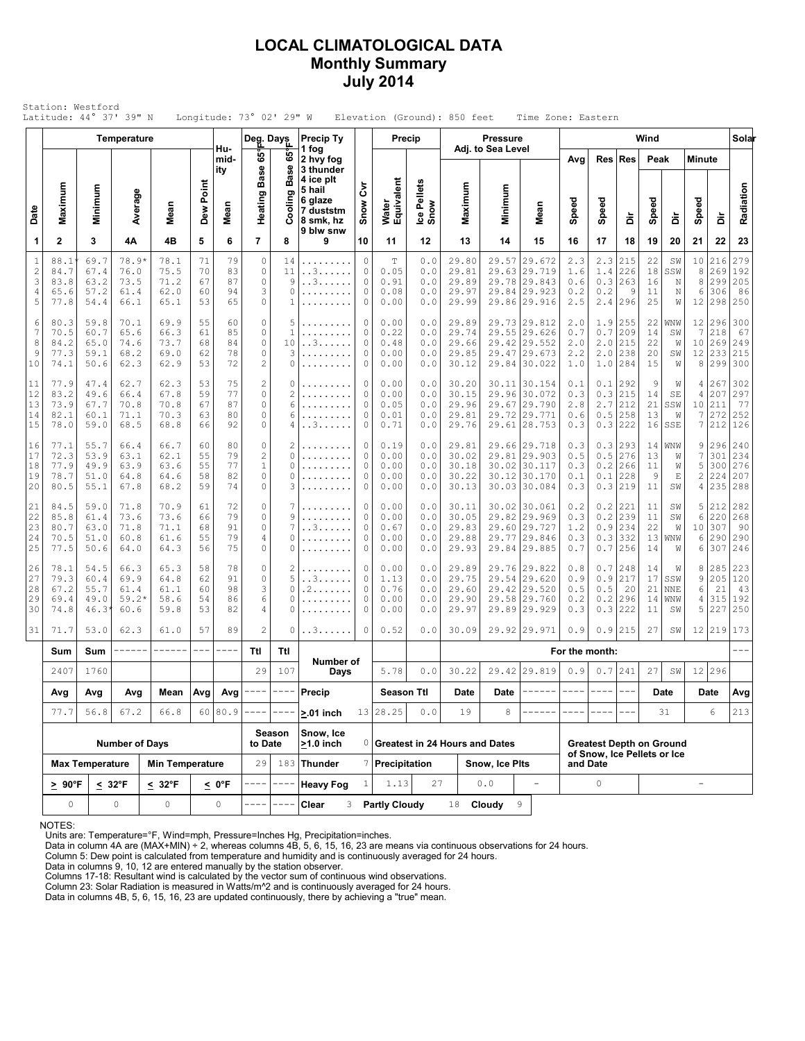# LOCAL CLIMATOLOGICAL DATA
## Monthly Summary
## July 2014

Station: Westford
Latitude: 44° 37' 39" N Longitude: 73° 02' 29" W Elevation (Ground): 850 feet Time Zone: Eastern

| Date | Temperature Maximum | Temperature Minimum | Temperature Average | Temperature Mean | Dew Point | Humidity Mean | Deg. Days Heating Base 65°F | Deg. Days Cooling Base 65°F | Precip Ty (1 fog, 2 hvy fog, 3 thunder, 4 ice plt, 5 hail, 6 glaze, 7 duststm, 8 smk, hz, 9 blw snw) | Snow Cvr | Precip Water Equivalent | Precip Ice Pellets Snow | Pressure Adj. to Sea Level Maximum | Pressure Minimum | Pressure Mean | Wind Avg Speed | Wind Res Speed | Wind Res Dir | Wind Peak Speed | Wind Peak Dir | Wind Minute Speed | Wind Minute Dir | Solar Radiation |
|---|---|---|---|---|---|---|---|---|---|---|---|---|---|---|---|---|---|---|---|---|---|---|---|
| 1 | 2 | 3 | 4A | 4B | 5 | 6 | 7 | 8 | 9 | 10 | 11 | 12 | 13 | 14 | 15 | 16 | 17 | 18 | 19 | 20 | 21 | 22 | 23 |
| 1 | 88.1* | 69.7 | 78.9* | 78.1 | 71 | 79 | 0 | 14 | ......... | 0 | T | 0.0 | 29.80 | 29.57 | 29.672 | 2.3 | 2.3 | 215 | 22 | SW | 10 | 216 | 279 |
| 2 | 84.7 | 67.4 | 76.0 | 75.5 | 70 | 83 | 0 | 11 | ..3...... | 0 | 0.05 | 0.0 | 29.81 | 29.63 | 29.719 | 1.6 | 1.4 | 226 | 18 | SSW | 8 | 269 | 192 |
| 3 | 83.8 | 63.2 | 73.5 | 71.2 | 67 | 87 | 0 | 9 | ..3...... | 0 | 0.91 | 0.0 | 29.89 | 29.78 | 29.843 | 0.6 | 0.3 | 263 | 16 | N | 8 | 299 | 205 |
| 4 | 65.6 | 57.2 | 61.4 | 62.0 | 60 | 94 | 3 | 0 | ......... | 0 | 0.08 | 0.0 | 29.97 | 29.84 | 29.923 | 0.2 | 0.2 | 9 | 11 | N | 6 | 306 | 86 |
| 5 | 77.8 | 54.4 | 66.1 | 65.1 | 53 | 65 | 0 | 1 | ......... | 0 | 0.00 | 0.0 | 29.99 | 29.86 | 29.916 | 2.5 | 2.4 | 296 | 25 | W | 12 | 298 | 250 |
| 6 | 80.3 | 59.8 | 70.1 | 69.9 | 55 | 60 | 0 | 5 | ......... | 0 | 0.00 | 0.0 | 29.89 | 29.73 | 29.812 | 2.0 | 1.9 | 255 | 22 | WNW | 12 | 296 | 300 |
| 7 | 70.5 | 60.7 | 65.6 | 66.3 | 61 | 85 | 0 | 1 | ......... | 0 | 0.22 | 0.0 | 29.74 | 29.55 | 29.626 | 0.7 | 0.7 | 209 | 14 | SW | 7 | 218 | 67 |
| 8 | 84.2 | 65.0 | 74.6 | 73.7 | 68 | 84 | 0 | 10 | ..3...... | 0 | 0.48 | 0.0 | 29.66 | 29.42 | 29.552 | 2.0 | 2.0 | 215 | 22 | W | 10 | 269 | 249 |
| 9 | 77.3 | 59.1 | 68.2 | 69.0 | 62 | 78 | 0 | 3 | ......... | 0 | 0.00 | 0.0 | 29.85 | 29.47 | 29.673 | 2.2 | 2.0 | 238 | 20 | SW | 12 | 233 | 215 |
| 10 | 74.1 | 50.6 | 62.3 | 62.9 | 53 | 72 | 2 | 0 | ......... | 0 | 0.00 | 0.0 | 30.12 | 29.84 | 30.022 | 1.0 | 1.0 | 284 | 15 | W | 8 | 299 | 300 |
| 11 | 77.9 | 47.4 | 62.7 | 62.3 | 53 | 75 | 2 | 0 | ......... | 0 | 0.00 | 0.0 | 30.20 | 30.11 | 30.154 | 0.1 | 0.1 | 292 | 9 | W | 4 | 267 | 302 |
| 12 | 83.2 | 49.6 | 66.4 | 67.8 | 59 | 77 | 0 | 2 | ......... | 0 | 0.00 | 0.0 | 30.15 | 29.96 | 30.072 | 0.3 | 0.3 | 215 | 14 | SE | 4 | 207 | 297 |
| 13 | 73.9 | 67.7 | 70.8 | 70.8 | 67 | 87 | 0 | 6 | ......... | 0 | 0.05 | 0.0 | 29.96 | 29.67 | 29.790 | 2.8 | 2.7 | 212 | 21 | SSW | 10 | 211 | 77 |
| 14 | 82.1 | 60.1 | 71.1 | 70.3 | 63 | 80 | 0 | 6 | ......... | 0 | 0.01 | 0.0 | 29.81 | 29.72 | 29.771 | 0.6 | 0.5 | 258 | 13 | W | 7 | 272 | 252 |
| 15 | 78.0 | 59.0 | 68.5 | 68.8 | 66 | 92 | 0 | 4 | ..3...... | 0 | 0.71 | 0.0 | 29.76 | 29.61 | 28.753 | 0.3 | 0.3 | 222 | 16 | SSE | 7 | 212 | 126 |
| 16 | 77.1 | 55.7 | 66.4 | 66.7 | 60 | 80 | 0 | 2 | ......... | 0 | 0.19 | 0.0 | 29.81 | 29.66 | 29.718 | 0.3 | 0.3 | 293 | 14 | WNW | 9 | 296 | 240 |
| 17 | 72.3 | 53.9 | 63.1 | 62.1 | 55 | 79 | 2 | 0 | ......... | 0 | 0.00 | 0.0 | 30.02 | 29.81 | 29.903 | 0.5 | 0.5 | 276 | 13 | W | 7 | 301 | 234 |
| 18 | 77.9 | 49.9 | 63.9 | 63.6 | 55 | 77 | 1 | 0 | ......... | 0 | 0.00 | 0.0 | 30.18 | 30.02 | 30.117 | 0.3 | 0.2 | 266 | 11 | W | 5 | 300 | 276 |
| 19 | 78.7 | 51.0 | 64.8 | 64.6 | 58 | 82 | 0 | 0 | ......... | 0 | 0.00 | 0.0 | 30.22 | 30.12 | 30.170 | 0.1 | 0.1 | 228 | 9 | E | 2 | 224 | 207 |
| 20 | 80.5 | 55.1 | 67.8 | 68.2 | 59 | 74 | 0 | 3 | ......... | 0 | 0.00 | 0.0 | 30.13 | 30.03 | 30.084 | 0.3 | 0.3 | 219 | 11 | SW | 4 | 235 | 288 |
| 21 | 84.5 | 59.0 | 71.8 | 70.9 | 61 | 72 | 0 | 7 | ......... | 0 | 0.00 | 0.0 | 30.11 | 30.02 | 30.061 | 0.2 | 0.2 | 221 | 11 | SW | 5 | 212 | 282 |
| 22 | 85.8 | 61.4 | 73.6 | 73.6 | 66 | 79 | 0 | 9 | ......... | 0 | 0.00 | 0.0 | 30.05 | 29.82 | 29.969 | 0.3 | 0.2 | 239 | 11 | SW | 6 | 220 | 268 |
| 23 | 80.7 | 63.0 | 71.8 | 71.1 | 68 | 91 | 0 | 7 | ..3...... | 0 | 0.67 | 0.0 | 29.83 | 29.60 | 29.727 | 1.2 | 0.9 | 234 | 22 | W | 10 | 307 | 90 |
| 24 | 70.5 | 51.0 | 60.8 | 61.6 | 55 | 79 | 4 | 0 | ......... | 0 | 0.00 | 0.0 | 29.88 | 29.77 | 29.846 | 0.3 | 0.3 | 332 | 13 | WNW | 6 | 290 | 290 |
| 25 | 77.5 | 50.6 | 64.0 | 64.3 | 56 | 75 | 0 | 0 | ......... | 0 | 0.00 | 0.0 | 29.93 | 29.84 | 29.885 | 0.7 | 0.7 | 256 | 14 | W | 6 | 307 | 246 |
| 26 | 78.1 | 54.5 | 66.3 | 65.3 | 58 | 78 | 0 | 2 | ......... | 0 | 0.00 | 0.0 | 29.89 | 29.76 | 29.822 | 0.8 | 0.7 | 248 | 14 | W | 8 | 285 | 223 |
| 27 | 79.3 | 60.4 | 69.9 | 64.8 | 62 | 91 | 0 | 5 | ..3...... | 0 | 1.13 | 0.0 | 29.75 | 29.54 | 29.620 | 0.9 | 0.9 | 217 | 17 | SSW | 9 | 205 | 120 |
| 28 | 67.2 | 55.7 | 61.4 | 61.1 | 60 | 98 | 3 | 0 | .2....... | 0 | 0.76 | 0.0 | 29.60 | 29.42 | 29.520 | 0.5 | 0.5 | 20 | 21 | NNE | 6 | 21 | 43 |
| 29 | 69.4 | 49.0 | 59.2* | 58.6 | 54 | 86 | 6 | 0 | ......... | 0 | 0.00 | 0.0 | 29.90 | 29.58 | 29.760 | 0.2 | 0.2 | 296 | 14 | WNW | 4 | 315 | 192 |
| 30 | 74.8 | 46.3* | 60.6 | 59.8 | 53 | 82 | 4 | 0 | ......... | 0 | 0.00 | 0.0 | 29.97 | 29.89 | 29.929 | 0.3 | 0.3 | 222 | 11 | SW | 5 | 227 | 250 |
| 31 | 71.7 | 53.0 | 62.3 | 61.0 | 57 | 89 | 2 | 0 | ..3...... | 0 | 0.52 | 0.0 | 30.09 | 29.92 | 29.971 | 0.9 | 0.9 | 215 | 27 | SW | 12 | 219 | 173 |
| **Sum** | 2407 | 1760 | ------ | ------ | --- | ---- | **Ttl** 29 | **Ttl** 107 | **Number of Days** | | 5.78 | 0.0 | 30.22 | 29.42 | 29.819 | 0.9 | 0.7 | 241 | 27 | SW | 12 | 296 | --- |
| **Avg** | 77.7 | 56.8 | 67.2 | 66.8 | 60 | 80.9 | ---- | ---- | **Precip ≥.01 inch** | 13 | **Season Ttl** 28.25 | 0.0 | **Date** 19 | **Date** 8 | ------ | ---- | ---- | --- | **Date** 31 | | **Date** 6 | | **Avg** 213 |

(Column 16–22 summary row labeled "For the month:")

| Number of Days | | | | Season to Date | | Snow, Ice ≥1.0 inch | 0 | Greatest in 24 Hours and Dates | | | | Greatest Depth on Ground of Snow, Ice Pellets or Ice and Date | |
|---|---|---|---|---|---|---|---|---|---|---|---|---|---|
| **Max Temperature** | | **Min Temperature** | | 29 | 183 | **Thunder** | 7 | **Precipitation** | | **Snow, Ice Plts** | | | |
| ≥ 90°F | ≤ 32°F | ≤ 32°F | ≤ 0°F | ---- | ---- | **Heavy Fog** | 1 | 1.13 | 27 | 0.0 | - | 0 | - |
| 0 | 0 | 0 | 0 | ---- | ---- | **Clear** | 3 | **Partly Cloudy** | 18 | **Cloudy** | 9 | | |

NOTES:
Units are: Temperature=°F, Wind=mph, Pressure=Inches Hg, Precipitation=inches.
Data in column 4A are (MAX+MIN) ÷ 2, whereas columns 4B, 5, 6, 15, 16, 23 are means via continuous observations for 24 hours.
Column 5: Dew point is calculated from temperature and humidity and is continuously averaged for 24 hours.
Data in columns 9, 10, 12 are entered manually by the station observer.
Columns 17-18: Resultant wind is calculated by the vector sum of continuous wind observations.
Column 23: Solar Radiation is measured in Watts/m^2 and is continuously averaged for 24 hours.
Data in columns 4B, 5, 6, 15, 16, 23 are updated continuously, there by achieving a "true" mean.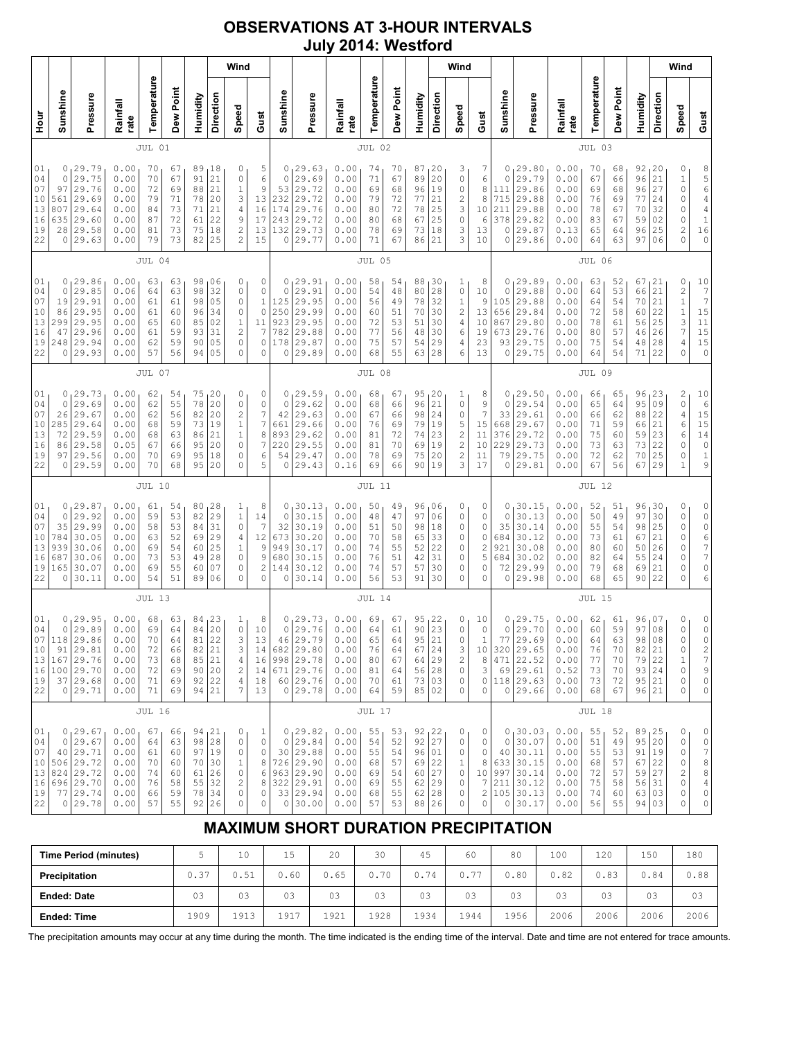# OBSERVATIONS AT 3-HOUR INTERVALS
## July 2014: Westford

| Hour | Sunshine | Pressure | Rainfall rate | Temperature | Dew Point | Humidity | Wind Direction | Wind Speed | Wind Gust | Sunshine | Pressure | Rainfall rate | Temperature | Dew Point | Humidity | Wind Direction | Wind Speed | Wind Gust | Sunshine | Pressure | Rainfall rate | Temperature | Dew Point | Humidity | Wind Direction | Wind Speed | Wind Gust |
|---|---|---|---|---|---|---|---|---|---|---|---|---|---|---|---|---|---|---|---|---|---|---|---|---|---|---|---|
| | JUL 01 | | | | | | | | | JUL 02 | | | | | | | | | JUL 03 | | | | | | | | |
| 01 | 0 | 29.79 | 0.00 | 70 | 67 | 89 | 18 | 0 | 5 | 0 | 29.63 | 0.00 | 74 | 70 | 87 | 20 | 3 | 7 | 0 | 29.80 | 0.00 | 70 | 68 | 92 | 20 | 0 | 8 |
| 04 | 0 | 29.75 | 0.00 | 70 | 67 | 91 | 21 | 0 | 6 | 0 | 29.69 | 0.00 | 71 | 67 | 89 | 20 | 0 | 6 | 0 | 29.79 | 0.00 | 67 | 66 | 96 | 21 | 1 | 5 |
| 07 | 97 | 29.76 | 0.00 | 72 | 69 | 88 | 21 | 1 | 9 | 53 | 29.72 | 0.00 | 69 | 68 | 96 | 19 | 0 | 8 | 111 | 29.86 | 0.00 | 69 | 68 | 96 | 27 | 0 | 6 |
| 10 | 561 | 29.69 | 0.00 | 79 | 71 | 78 | 20 | 3 | 13 | 232 | 29.72 | 0.00 | 79 | 72 | 77 | 21 | 0 | 8 | 715 | 29.88 | 0.00 | 76 | 69 | 77 | 24 | 0 | 4 |
| 13 | 807 | 29.64 | 0.00 | 84 | 73 | 71 | 21 | 4 | 16 | 174 | 29.76 | 0.00 | 80 | 72 | 78 | 25 | 2 | 8 | 211 | 29.88 | 0.00 | 78 | 67 | 70 | 32 | 0 | 4 |
| 16 | 635 | 29.60 | 0.00 | 87 | 72 | 61 | 22 | 9 | 17 | 243 | 29.72 | 0.00 | 80 | 68 | 67 | 25 | 3 | 10 | 378 | 29.82 | 0.00 | 83 | 67 | 59 | 02 | 0 | 1 |
| 19 | 28 | 29.58 | 0.00 | 81 | 73 | 75 | 18 | 2 | 13 | 132 | 29.73 | 0.00 | 78 | 69 | 73 | 18 | 3 | 13 | 0 | 29.87 | 0.13 | 65 | 64 | 96 | 25 | 2 | 16 |
| 22 | 0 | 29.63 | 0.00 | 79 | 73 | 82 | 25 | 2 | 15 | 0 | 29.77 | 0.00 | 71 | 67 | 86 | 21 | 3 | 10 | 0 | 29.86 | 0.00 | 64 | 63 | 97 | 06 | 0 | 0 |
| | JUL 04 | | | | | | | | | JUL 05 | | | | | | | | | JUL 06 | | | | | | | | |
| 01 | 0 | 29.86 | 0.00 | 63 | 63 | 98 | 06 | 0 | 0 | 0 | 29.91 | 0.00 | 58 | 54 | 88 | 30 | 1 | 8 | 0 | 29.89 | 0.00 | 63 | 52 | 67 | 21 | 0 | 10 |
| 04 | 0 | 29.85 | 0.06 | 64 | 63 | 98 | 32 | 0 | 0 | 0 | 29.91 | 0.00 | 54 | 48 | 80 | 28 | 0 | 10 | 0 | 29.88 | 0.00 | 64 | 53 | 66 | 21 | 2 | 7 |
| 07 | 19 | 29.91 | 0.00 | 61 | 61 | 98 | 05 | 0 | 1 | 125 | 29.95 | 0.00 | 56 | 49 | 78 | 32 | 1 | 9 | 105 | 29.88 | 0.00 | 64 | 54 | 70 | 21 | 1 | 7 |
| 10 | 86 | 29.95 | 0.00 | 61 | 60 | 96 | 34 | 0 | 0 | 250 | 29.99 | 0.00 | 60 | 51 | 70 | 30 | 2 | 13 | 656 | 29.84 | 0.00 | 72 | 58 | 60 | 22 | 1 | 15 |
| 13 | 299 | 29.95 | 0.00 | 65 | 60 | 85 | 02 | 1 | 11 | 923 | 29.95 | 0.00 | 72 | 53 | 51 | 30 | 4 | 10 | 867 | 29.80 | 0.00 | 78 | 61 | 56 | 25 | 3 | 11 |
| 16 | 47 | 29.96 | 0.00 | 61 | 59 | 93 | 31 | 2 | 7 | 782 | 29.88 | 0.00 | 77 | 56 | 48 | 30 | 6 | 19 | 673 | 29.76 | 0.00 | 80 | 57 | 46 | 26 | 7 | 15 |
| 19 | 248 | 29.94 | 0.00 | 62 | 59 | 90 | 05 | 0 | 0 | 178 | 29.87 | 0.00 | 75 | 57 | 54 | 29 | 9 | 23 | 93 | 29.75 | 0.00 | 75 | 54 | 48 | 28 | 4 | 15 |
| 22 | 0 | 29.93 | 0.00 | 57 | 56 | 94 | 05 | 0 | 0 | 0 | 29.89 | 0.00 | 68 | 55 | 63 | 28 | 6 | 13 | 0 | 29.75 | 0.00 | 64 | 54 | 71 | 22 | 0 | 0 |
| | JUL 07 | | | | | | | | | JUL 08 | | | | | | | | | JUL 09 | | | | | | | | |
| 01 | 0 | 29.73 | 0.00 | 62 | 54 | 75 | 20 | 0 | 0 | 0 | 29.59 | 0.00 | 68 | 67 | 95 | 20 | 1 | 8 | 0 | 29.50 | 0.00 | 66 | 65 | 96 | 23 | 2 | 10 |
| 04 | 0 | 29.69 | 0.00 | 62 | 55 | 78 | 20 | 0 | 0 | 0 | 29.62 | 0.00 | 68 | 66 | 96 | 21 | 0 | 9 | 0 | 29.54 | 0.00 | 65 | 64 | 95 | 09 | 0 | 6 |
| 07 | 26 | 29.67 | 0.00 | 62 | 56 | 82 | 20 | 2 | 7 | 42 | 29.63 | 0.00 | 67 | 66 | 98 | 24 | 0 | 7 | 33 | 29.61 | 0.00 | 66 | 62 | 88 | 22 | 4 | 15 |
| 10 | 285 | 29.64 | 0.00 | 68 | 59 | 73 | 19 | 1 | 7 | 661 | 29.66 | 0.00 | 76 | 69 | 79 | 19 | 5 | 15 | 668 | 29.67 | 0.00 | 71 | 59 | 66 | 21 | 6 | 15 |
| 13 | 72 | 29.59 | 0.00 | 68 | 63 | 86 | 21 | 1 | 8 | 893 | 29.62 | 0.00 | 81 | 72 | 74 | 23 | 2 | 11 | 376 | 29.72 | 0.00 | 75 | 60 | 59 | 23 | 6 | 14 |
| 16 | 86 | 29.58 | 0.05 | 67 | 66 | 95 | 20 | 0 | 7 | 220 | 29.55 | 0.00 | 81 | 70 | 69 | 19 | 2 | 10 | 229 | 29.73 | 0.00 | 73 | 63 | 73 | 22 | 0 | 0 |
| 19 | 97 | 29.56 | 0.00 | 70 | 69 | 95 | 18 | 0 | 6 | 54 | 29.47 | 0.00 | 78 | 69 | 75 | 20 | 2 | 11 | 79 | 29.75 | 0.00 | 72 | 62 | 70 | 25 | 0 | 1 |
| 22 | 0 | 29.59 | 0.00 | 70 | 68 | 95 | 20 | 0 | 5 | 0 | 29.43 | 0.16 | 69 | 66 | 90 | 19 | 3 | 17 | 0 | 29.81 | 0.00 | 67 | 56 | 67 | 29 | 1 | 9 |
| | JUL 10 | | | | | | | | | JUL 11 | | | | | | | | | JUL 12 | | | | | | | | |
| 01 | 0 | 29.87 | 0.00 | 61 | 54 | 80 | 28 | 1 | 8 | 0 | 30.13 | 0.00 | 50 | 49 | 96 | 06 | 0 | 0 | 0 | 30.15 | 0.00 | 52 | 51 | 96 | 30 | 0 | 0 |
| 04 | 0 | 29.92 | 0.00 | 59 | 53 | 82 | 29 | 1 | 14 | 0 | 30.15 | 0.00 | 48 | 47 | 97 | 06 | 0 | 0 | 0 | 30.13 | 0.00 | 50 | 49 | 97 | 30 | 0 | 0 |
| 07 | 35 | 29.99 | 0.00 | 58 | 53 | 84 | 31 | 0 | 7 | 32 | 30.19 | 0.00 | 51 | 50 | 98 | 18 | 0 | 0 | 35 | 30.14 | 0.00 | 55 | 54 | 98 | 25 | 0 | 0 |
| 10 | 784 | 30.05 | 0.00 | 63 | 52 | 69 | 29 | 4 | 12 | 673 | 30.20 | 0.00 | 70 | 58 | 65 | 33 | 0 | 0 | 684 | 30.12 | 0.00 | 73 | 61 | 67 | 21 | 0 | 6 |
| 13 | 939 | 30.06 | 0.00 | 69 | 54 | 60 | 25 | 1 | 9 | 949 | 30.17 | 0.00 | 74 | 55 | 52 | 22 | 0 | 2 | 921 | 30.08 | 0.00 | 80 | 60 | 50 | 26 | 0 | 7 |
| 16 | 687 | 30.06 | 0.00 | 73 | 53 | 49 | 28 | 0 | 9 | 680 | 30.15 | 0.00 | 76 | 51 | 42 | 31 | 0 | 5 | 684 | 30.02 | 0.00 | 82 | 64 | 55 | 24 | 0 | 7 |
| 19 | 165 | 30.07 | 0.00 | 69 | 55 | 60 | 07 | 0 | 2 | 144 | 30.12 | 0.00 | 74 | 57 | 57 | 30 | 0 | 0 | 72 | 29.99 | 0.00 | 79 | 68 | 69 | 21 | 0 | 0 |
| 22 | 0 | 30.11 | 0.00 | 54 | 51 | 89 | 06 | 0 | 0 | 0 | 30.14 | 0.00 | 56 | 53 | 91 | 30 | 0 | 0 | 0 | 29.98 | 0.00 | 68 | 65 | 90 | 22 | 0 | 6 |
| | JUL 13 | | | | | | | | | JUL 14 | | | | | | | | | JUL 15 | | | | | | | | |
| 01 | 0 | 29.95 | 0.00 | 68 | 63 | 84 | 23 | 1 | 8 | 0 | 29.73 | 0.00 | 69 | 67 | 95 | 22 | 0 | 10 | 0 | 29.75 | 0.00 | 62 | 61 | 96 | 07 | 0 | 0 |
| 04 | 0 | 29.89 | 0.00 | 69 | 64 | 84 | 20 | 0 | 10 | 0 | 29.76 | 0.00 | 64 | 61 | 90 | 23 | 0 | 0 | 0 | 29.70 | 0.00 | 60 | 59 | 97 | 08 | 0 | 0 |
| 07 | 118 | 29.86 | 0.00 | 70 | 64 | 81 | 22 | 3 | 13 | 46 | 29.79 | 0.00 | 65 | 64 | 95 | 21 | 0 | 1 | 77 | 29.69 | 0.00 | 64 | 63 | 98 | 08 | 0 | 0 |
| 10 | 91 | 29.81 | 0.00 | 72 | 66 | 82 | 21 | 3 | 14 | 682 | 29.80 | 0.00 | 76 | 64 | 67 | 24 | 3 | 10 | 320 | 29.65 | 0.00 | 76 | 70 | 82 | 21 | 0 | 2 |
| 13 | 167 | 29.76 | 0.00 | 73 | 68 | 85 | 21 | 4 | 16 | 998 | 29.78 | 0.00 | 80 | 67 | 64 | 29 | 2 | 8 | 471 | 22.52 | 0.00 | 77 | 70 | 79 | 22 | 1 | 7 |
| 16 | 100 | 29.70 | 0.00 | 72 | 69 | 90 | 20 | 2 | 14 | 671 | 29.76 | 0.00 | 81 | 64 | 56 | 28 | 0 | 3 | 69 | 29.61 | 0.52 | 73 | 70 | 93 | 24 | 0 | 9 |
| 19 | 37 | 29.68 | 0.00 | 71 | 69 | 92 | 22 | 4 | 18 | 60 | 29.76 | 0.00 | 70 | 61 | 73 | 03 | 0 | 0 | 118 | 29.63 | 0.00 | 73 | 72 | 95 | 21 | 0 | 0 |
| 22 | 0 | 29.71 | 0.00 | 71 | 69 | 94 | 21 | 7 | 13 | 0 | 29.78 | 0.00 | 64 | 59 | 85 | 02 | 0 | 0 | 0 | 29.66 | 0.00 | 68 | 67 | 96 | 21 | 0 | 0 |
| | JUL 16 | | | | | | | | | JUL 17 | | | | | | | | | JUL 18 | | | | | | | | |
| 01 | 0 | 29.67 | 0.00 | 67 | 66 | 94 | 21 | 0 | 1 | 0 | 29.82 | 0.00 | 55 | 53 | 92 | 22 | 0 | 0 | 0 | 30.03 | 0.00 | 55 | 52 | 89 | 25 | 0 | 0 |
| 04 | 0 | 29.67 | 0.00 | 64 | 63 | 98 | 28 | 0 | 0 | 0 | 29.84 | 0.00 | 54 | 52 | 92 | 27 | 0 | 0 | 0 | 30.07 | 0.00 | 51 | 49 | 95 | 20 | 0 | 0 |
| 07 | 40 | 29.71 | 0.00 | 61 | 60 | 97 | 19 | 0 | 0 | 30 | 29.88 | 0.00 | 55 | 54 | 96 | 01 | 0 | 0 | 40 | 30.11 | 0.00 | 55 | 53 | 91 | 19 | 0 | 7 |
| 10 | 506 | 29.72 | 0.00 | 70 | 60 | 70 | 30 | 1 | 8 | 726 | 29.90 | 0.00 | 68 | 57 | 69 | 22 | 1 | 8 | 633 | 30.15 | 0.00 | 68 | 57 | 67 | 22 | 0 | 8 |
| 13 | 824 | 29.72 | 0.00 | 74 | 60 | 61 | 26 | 0 | 6 | 963 | 29.90 | 0.00 | 69 | 54 | 60 | 27 | 0 | 10 | 997 | 30.14 | 0.00 | 72 | 57 | 59 | 27 | 2 | 8 |
| 16 | 696 | 29.70 | 0.00 | 76 | 58 | 55 | 32 | 2 | 8 | 322 | 29.91 | 0.00 | 69 | 55 | 62 | 29 | 0 | 7 | 211 | 30.12 | 0.00 | 75 | 58 | 56 | 31 | 0 | 4 |
| 19 | 77 | 29.74 | 0.00 | 66 | 59 | 78 | 34 | 0 | 0 | 33 | 29.94 | 0.00 | 68 | 55 | 62 | 28 | 0 | 2 | 105 | 30.13 | 0.00 | 74 | 60 | 63 | 03 | 0 | 0 |
| 22 | 0 | 29.78 | 0.00 | 57 | 55 | 92 | 26 | 0 | 0 | 0 | 30.00 | 0.00 | 57 | 53 | 88 | 26 | 0 | 0 | 0 | 30.17 | 0.00 | 56 | 55 | 94 | 03 | 0 | 0 |

## MAXIMUM SHORT DURATION PRECIPITATION

| Time Period (minutes) | 5 | 10 | 15 | 20 | 30 | 45 | 60 | 80 | 100 | 120 | 150 | 180 |
|---|---|---|---|---|---|---|---|---|---|---|---|---|
| Precipitation | 0.37 | 0.51 | 0.60 | 0.65 | 0.70 | 0.74 | 0.77 | 0.80 | 0.82 | 0.83 | 0.84 | 0.88 |
| Ended: Date | 03 | 03 | 03 | 03 | 03 | 03 | 03 | 03 | 03 | 03 | 03 | 03 |
| Ended: Time | 1909 | 1913 | 1917 | 1921 | 1928 | 1934 | 1944 | 1956 | 2006 | 2006 | 2006 | 2006 |

The precipitation amounts may occur at any time during the month. The time indicated is the ending time of the interval. Date and time are not entered for trace amounts.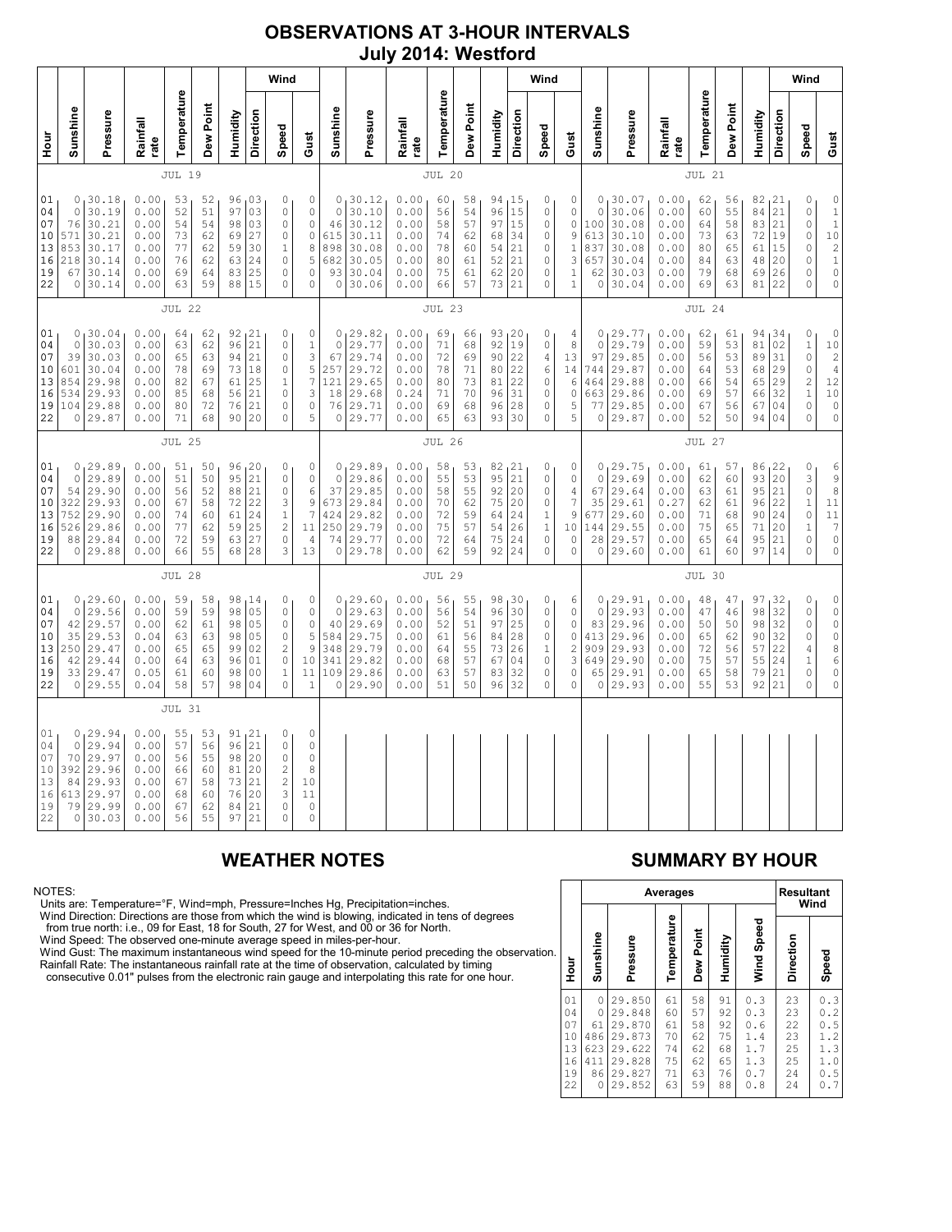# OBSERVATIONS AT 3-HOUR INTERVALS
## July 2014: Westford

### JUL 19

| Hour | Sunshine | Pressure | Rainfall rate | Temperature | Dew Point | Humidity | Wind Direction | Wind Speed | Wind Gust |
|---|---|---|---|---|---|---|---|---|---|
| 01 | 0 | 30.18 | 0.00 | 53 | 52 | 96 | 03 | 0 | 0 |
| 04 | 0 | 30.19 | 0.00 | 52 | 51 | 97 | 03 | 0 | 0 |
| 07 | 76 | 30.21 | 0.00 | 54 | 54 | 98 | 03 | 0 | 0 |
| 10 | 571 | 30.21 | 0.00 | 73 | 62 | 69 | 27 | 0 | 0 |
| 13 | 853 | 30.17 | 0.00 | 77 | 62 | 59 | 30 | 1 | 8 |
| 16 | 218 | 30.14 | 0.00 | 76 | 62 | 63 | 24 | 0 | 5 |
| 19 | 67 | 30.14 | 0.00 | 69 | 64 | 83 | 25 | 0 | 0 |
| 22 | 0 | 30.14 | 0.00 | 63 | 59 | 88 | 15 | 0 | 0 |

### JUL 20

| Hour | Sunshine | Pressure | Rainfall rate | Temperature | Dew Point | Humidity | Wind Direction | Wind Speed | Wind Gust |
|---|---|---|---|---|---|---|---|---|---|
| 01 | 0 | 30.12 | 0.00 | 60 | 58 | 94 | 15 | 0 | 0 |
| 04 | 0 | 30.10 | 0.00 | 56 | 54 | 96 | 15 | 0 | 0 |
| 07 | 46 | 30.12 | 0.00 | 58 | 57 | 97 | 15 | 0 | 0 |
| 10 | 615 | 30.11 | 0.00 | 74 | 62 | 68 | 34 | 0 | 9 |
| 13 | 898 | 30.08 | 0.00 | 78 | 60 | 54 | 21 | 0 | 1 |
| 16 | 682 | 30.05 | 0.00 | 80 | 61 | 52 | 21 | 0 | 3 |
| 19 | 93 | 30.04 | 0.00 | 75 | 61 | 62 | 20 | 0 | 1 |
| 22 | 0 | 30.06 | 0.00 | 66 | 57 | 73 | 21 | 0 | 1 |

### JUL 21

| Hour | Sunshine | Pressure | Rainfall rate | Temperature | Dew Point | Humidity | Wind Direction | Wind Speed | Wind Gust |
|---|---|---|---|---|---|---|---|---|---|
| 01 | 0 | 30.07 | 0.00 | 62 | 56 | 82 | 21 | 0 | 0 |
| 04 | 0 | 30.06 | 0.00 | 60 | 55 | 84 | 21 | 0 | 1 |
| 07 | 100 | 30.08 | 0.00 | 64 | 58 | 83 | 21 | 0 | 1 |
| 10 | 613 | 30.10 | 0.00 | 73 | 63 | 72 | 19 | 0 | 10 |
| 13 | 837 | 30.08 | 0.00 | 80 | 65 | 61 | 15 | 0 | 2 |
| 16 | 657 | 30.04 | 0.00 | 84 | 63 | 48 | 20 | 0 | 1 |
| 19 | 62 | 30.03 | 0.00 | 79 | 68 | 69 | 26 | 0 | 0 |
| 22 | 0 | 30.04 | 0.00 | 69 | 63 | 81 | 22 | 0 | 0 |

### JUL 22

| Hour | Sunshine | Pressure | Rainfall rate | Temperature | Dew Point | Humidity | Wind Direction | Wind Speed | Wind Gust |
|---|---|---|---|---|---|---|---|---|---|
| 01 | 0 | 30.04 | 0.00 | 64 | 62 | 92 | 21 | 0 | 0 |
| 04 | 0 | 30.03 | 0.00 | 63 | 62 | 96 | 21 | 0 | 1 |
| 07 | 39 | 30.03 | 0.00 | 65 | 63 | 94 | 21 | 0 | 3 |
| 10 | 601 | 30.04 | 0.00 | 78 | 69 | 73 | 18 | 0 | 5 |
| 13 | 854 | 29.98 | 0.00 | 82 | 67 | 61 | 25 | 1 | 7 |
| 16 | 534 | 29.93 | 0.00 | 85 | 68 | 56 | 21 | 0 | 3 |
| 19 | 104 | 29.88 | 0.00 | 80 | 72 | 76 | 21 | 0 | 0 |
| 22 | 0 | 29.87 | 0.00 | 71 | 68 | 90 | 20 | 0 | 5 |

### JUL 23

| Hour | Sunshine | Pressure | Rainfall rate | Temperature | Dew Point | Humidity | Wind Direction | Wind Speed | Wind Gust |
|---|---|---|---|---|---|---|---|---|---|
| 01 | 0 | 29.82 | 0.00 | 69 | 66 | 93 | 20 | 0 | 4 |
| 04 | 0 | 29.77 | 0.00 | 71 | 68 | 92 | 19 | 0 | 8 |
| 07 | 67 | 29.74 | 0.00 | 72 | 69 | 90 | 22 | 4 | 13 |
| 10 | 257 | 29.72 | 0.00 | 78 | 71 | 80 | 22 | 6 | 14 |
| 13 | 121 | 29.65 | 0.00 | 80 | 73 | 81 | 22 | 0 | 6 |
| 16 | 18 | 29.68 | 0.24 | 71 | 70 | 96 | 31 | 0 | 0 |
| 19 | 76 | 29.71 | 0.00 | 69 | 68 | 96 | 28 | 0 | 5 |
| 22 | 0 | 29.77 | 0.00 | 65 | 63 | 93 | 30 | 0 | 5 |

### JUL 24

| Hour | Sunshine | Pressure | Rainfall rate | Temperature | Dew Point | Humidity | Wind Direction | Wind Speed | Wind Gust |
|---|---|---|---|---|---|---|---|---|---|
| 01 | 0 | 29.77 | 0.00 | 62 | 61 | 94 | 34 | 0 | 0 |
| 04 | 0 | 29.79 | 0.00 | 59 | 53 | 81 | 02 | 1 | 10 |
| 07 | 97 | 29.85 | 0.00 | 56 | 53 | 89 | 31 | 0 | 2 |
| 10 | 744 | 29.87 | 0.00 | 64 | 53 | 68 | 29 | 0 | 4 |
| 13 | 464 | 29.88 | 0.00 | 66 | 54 | 65 | 29 | 2 | 12 |
| 16 | 663 | 29.86 | 0.00 | 69 | 57 | 66 | 32 | 1 | 10 |
| 19 | 77 | 29.85 | 0.00 | 67 | 56 | 67 | 04 | 0 | 0 |
| 22 | 0 | 29.87 | 0.00 | 52 | 50 | 94 | 04 | 0 | 0 |

### JUL 25

| Hour | Sunshine | Pressure | Rainfall rate | Temperature | Dew Point | Humidity | Wind Direction | Wind Speed | Wind Gust |
|---|---|---|---|---|---|---|---|---|---|
| 01 | 0 | 29.89 | 0.00 | 51 | 50 | 96 | 20 | 0 | 0 |
| 04 | 0 | 29.89 | 0.00 | 51 | 50 | 95 | 21 | 0 | 0 |
| 07 | 54 | 29.90 | 0.00 | 56 | 52 | 88 | 21 | 0 | 6 |
| 10 | 322 | 29.93 | 0.00 | 67 | 58 | 72 | 22 | 3 | 9 |
| 13 | 752 | 29.90 | 0.00 | 74 | 60 | 61 | 24 | 1 | 7 |
| 16 | 526 | 29.86 | 0.00 | 77 | 62 | 59 | 25 | 2 | 11 |
| 19 | 88 | 29.84 | 0.00 | 72 | 59 | 63 | 27 | 0 | 4 |
| 22 | 0 | 29.88 | 0.00 | 66 | 55 | 68 | 28 | 3 | 13 |

### JUL 26

| Hour | Sunshine | Pressure | Rainfall rate | Temperature | Dew Point | Humidity | Wind Direction | Wind Speed | Wind Gust |
|---|---|---|---|---|---|---|---|---|---|
| 01 | 0 | 29.89 | 0.00 | 58 | 53 | 82 | 21 | 0 | 0 |
| 04 | 0 | 29.86 | 0.00 | 55 | 53 | 95 | 21 | 0 | 0 |
| 07 | 37 | 29.85 | 0.00 | 58 | 55 | 92 | 20 | 0 | 4 |
| 10 | 673 | 29.84 | 0.00 | 70 | 62 | 75 | 20 | 0 | 7 |
| 13 | 424 | 29.82 | 0.00 | 72 | 59 | 64 | 24 | 1 | 9 |
| 16 | 250 | 29.79 | 0.00 | 75 | 57 | 54 | 26 | 1 | 10 |
| 19 | 74 | 29.77 | 0.00 | 72 | 64 | 75 | 24 | 0 | 0 |
| 22 | 0 | 29.78 | 0.00 | 62 | 59 | 92 | 24 | 0 | 0 |

### JUL 27

| Hour | Sunshine | Pressure | Rainfall rate | Temperature | Dew Point | Humidity | Wind Direction | Wind Speed | Wind Gust |
|---|---|---|---|---|---|---|---|---|---|
| 01 | 0 | 29.75 | 0.00 | 61 | 57 | 86 | 22 | 0 | 6 |
| 04 | 0 | 29.69 | 0.00 | 62 | 60 | 93 | 20 | 3 | 9 |
| 07 | 67 | 29.64 | 0.00 | 63 | 61 | 95 | 21 | 0 | 8 |
| 10 | 35 | 29.61 | 0.27 | 62 | 61 | 96 | 22 | 1 | 11 |
| 13 | 677 | 29.60 | 0.00 | 71 | 68 | 90 | 24 | 0 | 11 |
| 16 | 144 | 29.55 | 0.00 | 75 | 65 | 71 | 20 | 1 | 7 |
| 19 | 28 | 29.57 | 0.00 | 65 | 64 | 95 | 21 | 0 | 0 |
| 22 | 0 | 29.60 | 0.00 | 61 | 60 | 97 | 14 | 0 | 0 |

### JUL 28

| Hour | Sunshine | Pressure | Rainfall rate | Temperature | Dew Point | Humidity | Wind Direction | Wind Speed | Wind Gust |
|---|---|---|---|---|---|---|---|---|---|
| 01 | 0 | 29.60 | 0.00 | 59 | 58 | 98 | 14 | 0 | 0 |
| 04 | 0 | 29.56 | 0.00 | 59 | 59 | 98 | 05 | 0 | 0 |
| 07 | 42 | 29.57 | 0.00 | 62 | 61 | 98 | 05 | 0 | 0 |
| 10 | 35 | 29.53 | 0.04 | 63 | 63 | 98 | 05 | 0 | 5 |
| 13 | 250 | 29.47 | 0.00 | 65 | 65 | 99 | 02 | 2 | 9 |
| 16 | 42 | 29.44 | 0.00 | 64 | 63 | 96 | 01 | 0 | 10 |
| 19 | 33 | 29.47 | 0.05 | 61 | 60 | 98 | 00 | 1 | 11 |
| 22 | 0 | 29.55 | 0.04 | 58 | 57 | 98 | 04 | 0 | 1 |

### JUL 29

| Hour | Sunshine | Pressure | Rainfall rate | Temperature | Dew Point | Humidity | Wind Direction | Wind Speed | Wind Gust |
|---|---|---|---|---|---|---|---|---|---|
| 01 | 0 | 29.60 | 0.00 | 56 | 55 | 98 | 30 | 0 | 6 |
| 04 | 0 | 29.63 | 0.00 | 56 | 54 | 96 | 30 | 0 | 0 |
| 07 | 40 | 29.69 | 0.00 | 52 | 51 | 97 | 25 | 0 | 0 |
| 10 | 584 | 29.75 | 0.00 | 61 | 56 | 84 | 28 | 0 | 0 |
| 13 | 348 | 29.79 | 0.00 | 64 | 55 | 73 | 26 | 1 | 2 |
| 16 | 341 | 29.82 | 0.00 | 68 | 57 | 67 | 04 | 0 | 3 |
| 19 | 109 | 29.86 | 0.00 | 63 | 57 | 83 | 32 | 0 | 0 |
| 22 | 0 | 29.90 | 0.00 | 51 | 50 | 96 | 32 | 0 | 0 |

### JUL 30

| Hour | Sunshine | Pressure | Rainfall rate | Temperature | Dew Point | Humidity | Wind Direction | Wind Speed | Wind Gust |
|---|---|---|---|---|---|---|---|---|---|
| 01 | 0 | 29.91 | 0.00 | 48 | 47 | 97 | 32 | 0 | 0 |
| 04 | 0 | 29.93 | 0.00 | 47 | 46 | 98 | 32 | 0 | 0 |
| 07 | 83 | 29.96 | 0.00 | 50 | 50 | 98 | 32 | 0 | 0 |
| 10 | 413 | 29.96 | 0.00 | 65 | 62 | 90 | 32 | 0 | 0 |
| 13 | 909 | 29.93 | 0.00 | 72 | 56 | 57 | 22 | 4 | 8 |
| 16 | 649 | 29.90 | 0.00 | 75 | 57 | 55 | 24 | 1 | 6 |
| 19 | 65 | 29.91 | 0.00 | 65 | 58 | 79 | 21 | 0 | 0 |
| 22 | 0 | 29.93 | 0.00 | 55 | 53 | 92 | 21 | 0 | 0 |

### JUL 31

| Hour | Sunshine | Pressure | Rainfall rate | Temperature | Dew Point | Humidity | Wind Direction | Wind Speed | Wind Gust |
|---|---|---|---|---|---|---|---|---|---|
| 01 | 0 | 29.94 | 0.00 | 55 | 53 | 91 | 21 | 0 | 0 |
| 04 | 0 | 29.94 | 0.00 | 57 | 56 | 96 | 21 | 0 | 0 |
| 07 | 70 | 29.97 | 0.00 | 56 | 55 | 98 | 20 | 0 | 0 |
| 10 | 392 | 29.96 | 0.00 | 66 | 60 | 81 | 20 | 2 | 8 |
| 13 | 84 | 29.93 | 0.00 | 67 | 58 | 73 | 21 | 2 | 10 |
| 16 | 613 | 29.97 | 0.00 | 68 | 60 | 76 | 20 | 3 | 11 |
| 19 | 79 | 29.99 | 0.00 | 67 | 62 | 84 | 21 | 0 | 0 |
| 22 | 0 | 30.03 | 0.00 | 56 | 55 | 97 | 21 | 0 | 0 |

## WEATHER NOTES

NOTES:
Units are: Temperature=°F, Wind=mph, Pressure=Inches Hg, Precipitation=inches.
Wind Direction: Directions are those from which the wind is blowing, indicated in tens of degrees from true north: i.e., 09 for East, 18 for South, 27 for West, and 00 or 36 for North.
Wind Speed: The observed one-minute average speed in miles-per-hour.
Wind Gust: The maximum instantaneous wind speed for the 10-minute period preceding the observation.
Rainfall Rate: The instantaneous rainfall rate at the time of observation, calculated by timing consecutive 0.01" pulses from the electronic rain gauge and interpolating this rate for one hour.

## SUMMARY BY HOUR

| Hour | Averages | | | | | | Resultant Wind | |
|---|---|---|---|---|---|---|---|---|
| | Sunshine | Pressure | Temperature | Dew Point | Humidity | Wind Speed | Direction | Speed |
| 01 | 0 | 29.850 | 61 | 58 | 91 | 0.3 | 23 | 0.3 |
| 04 | 0 | 29.848 | 60 | 57 | 92 | 0.3 | 23 | 0.2 |
| 07 | 61 | 29.870 | 61 | 58 | 92 | 0.6 | 22 | 0.5 |
| 10 | 486 | 29.873 | 70 | 62 | 75 | 1.4 | 23 | 1.2 |
| 13 | 623 | 29.622 | 74 | 62 | 68 | 1.7 | 25 | 1.3 |
| 16 | 411 | 29.828 | 75 | 62 | 65 | 1.3 | 25 | 1.0 |
| 19 | 86 | 29.827 | 71 | 63 | 76 | 0.7 | 24 | 0.5 |
| 22 | 0 | 29.852 | 63 | 59 | 88 | 0.8 | 24 | 0.7 |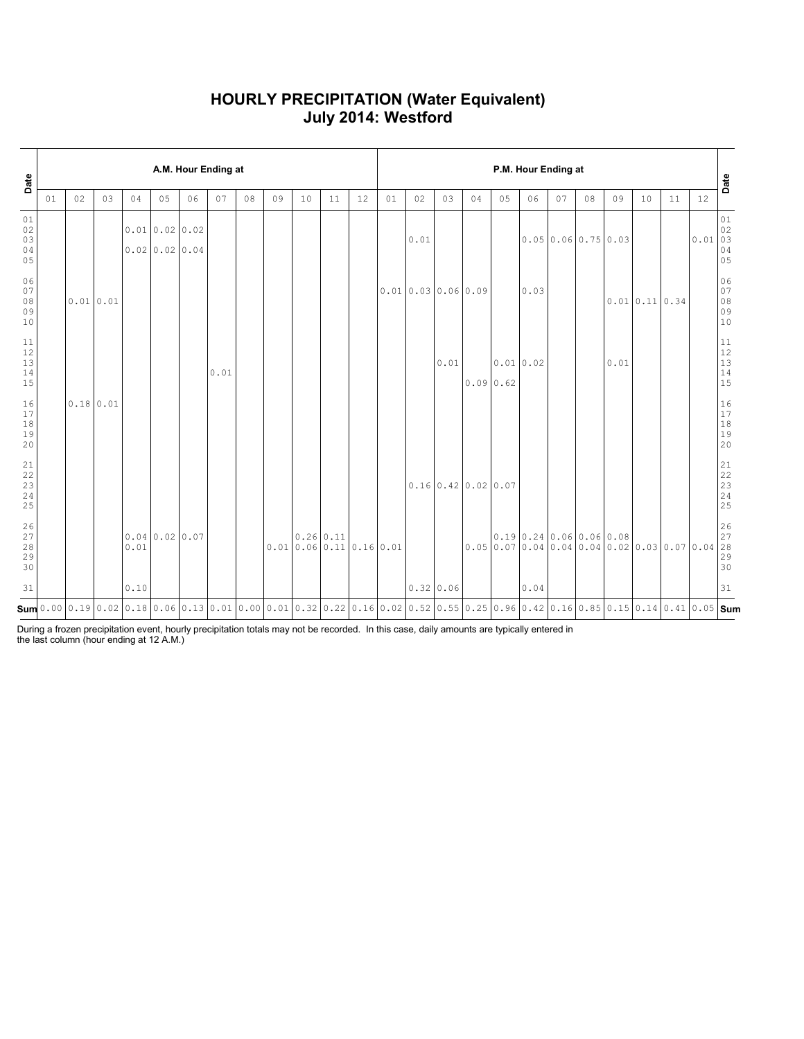# HOURLY PRECIPITATION (Water Equivalent)
# July 2014: Westford

| Date | A.M. Hour Ending at | | | | | | | | | | | | P.M. Hour Ending at | | | | | | | | | | | | Date |
|---|---|---|---|---|---|---|---|---|---|---|---|---|---|---|---|---|---|---|---|---|---|---|---|---|---|
| | 01 | 02 | 03 | 04 | 05 | 06 | 07 | 08 | 09 | 10 | 11 | 12 | 01 | 02 | 03 | 04 | 05 | 06 | 07 | 08 | 09 | 10 | 11 | 12 | |
| 01 | | | | | | | | | | | | | | | | | | | | | | | | | 01 |
| 02 | | | | 0.01 | 0.02 | 0.02 | | | | | | | | | | | | | | | | | | | 02 |
| 03 | | | | | | | | | | | | | | 0.01 | | | | 0.05 | 0.06 | 0.75 | 0.03 | | | 0.01 | 03 |
| 04 | | | | 0.02 | 0.02 | 0.04 | | | | | | | | | | | | | | | | | | | 04 |
| 05 | | | | | | | | | | | | | | | | | | | | | | | | | 05 |
| 06 | | | | | | | | | | | | | | | | | | | | | | | | | 06 |
| 07 | | | | | | | | | | | | | 0.01 | 0.03 | 0.06 | 0.09 | | 0.03 | | | | | | | 07 |
| 08 | | 0.01 | 0.01 | | | | | | | | | | | | | | | | | | 0.01 | 0.11 | 0.34 | | 08 |
| 09 | | | | | | | | | | | | | | | | | | | | | | | | | 09 |
| 10 | | | | | | | | | | | | | | | | | | | | | | | | | 10 |
| 11 | | | | | | | | | | | | | | | | | | | | | | | | | 11 |
| 12 | | | | | | | | | | | | | | | | | | | | | | | | | 12 |
| 13 | | | | | | | | | | | | | | | 0.01 | | 0.01 | 0.02 | | | 0.01 | | | | 13 |
| 14 | | | | | | | 0.01 | | | | | | | | | | | | | | | | | | 14 |
| 15 | | | | | | | | | | | | | | | | 0.09 | 0.62 | | | | | | | | 15 |
| 16 | | 0.18 | 0.01 | | | | | | | | | | | | | | | | | | | | | | 16 |
| 17 | | | | | | | | | | | | | | | | | | | | | | | | | 17 |
| 18 | | | | | | | | | | | | | | | | | | | | | | | | | 18 |
| 19 | | | | | | | | | | | | | | | | | | | | | | | | | 19 |
| 20 | | | | | | | | | | | | | | | | | | | | | | | | | 20 |
| 21 | | | | | | | | | | | | | | | | | | | | | | | | | 21 |
| 22 | | | | | | | | | | | | | | | | | | | | | | | | | 22 |
| 23 | | | | | | | | | | | | | | 0.16 | 0.42 | 0.02 | 0.07 | | | | | | | | 23 |
| 24 | | | | | | | | | | | | | | | | | | | | | | | | | 24 |
| 25 | | | | | | | | | | | | | | | | | | | | | | | | | 25 |
| 26 | | | | | | | | | | | | | | | | | | | | | | | | | 26 |
| 27 | | | | 0.04 | 0.02 | 0.07 | | | | 0.26 | 0.11 | | | | | | 0.19 | 0.24 | 0.06 | 0.06 | 0.08 | | | | 27 |
| 28 | | | | 0.01 | | | | | 0.01 | 0.06 | 0.11 | 0.16 | 0.01 | | | 0.05 | 0.07 | 0.04 | 0.04 | 0.04 | 0.02 | 0.03 | 0.07 | 0.04 | 28 |
| 29 | | | | | | | | | | | | | | | | | | | | | | | | | 29 |
| 30 | | | | | | | | | | | | | | | | | | | | | | | | | 30 |
| 31 | | | | 0.10 | | | | | | | | | | 0.32 | 0.06 | | | 0.04 | | | | | | | 31 |
| **Sum** | 0.00 | 0.19 | 0.02 | 0.18 | 0.06 | 0.13 | 0.01 | 0.00 | 0.01 | 0.32 | 0.22 | 0.16 | 0.02 | 0.52 | 0.55 | 0.25 | 0.96 | 0.42 | 0.16 | 0.85 | 0.15 | 0.14 | 0.41 | 0.05 | **Sum** |

During a frozen precipitation event, hourly precipitation totals may not be recorded. In this case, daily amounts are typically entered in the last column (hour ending at 12 A.M.)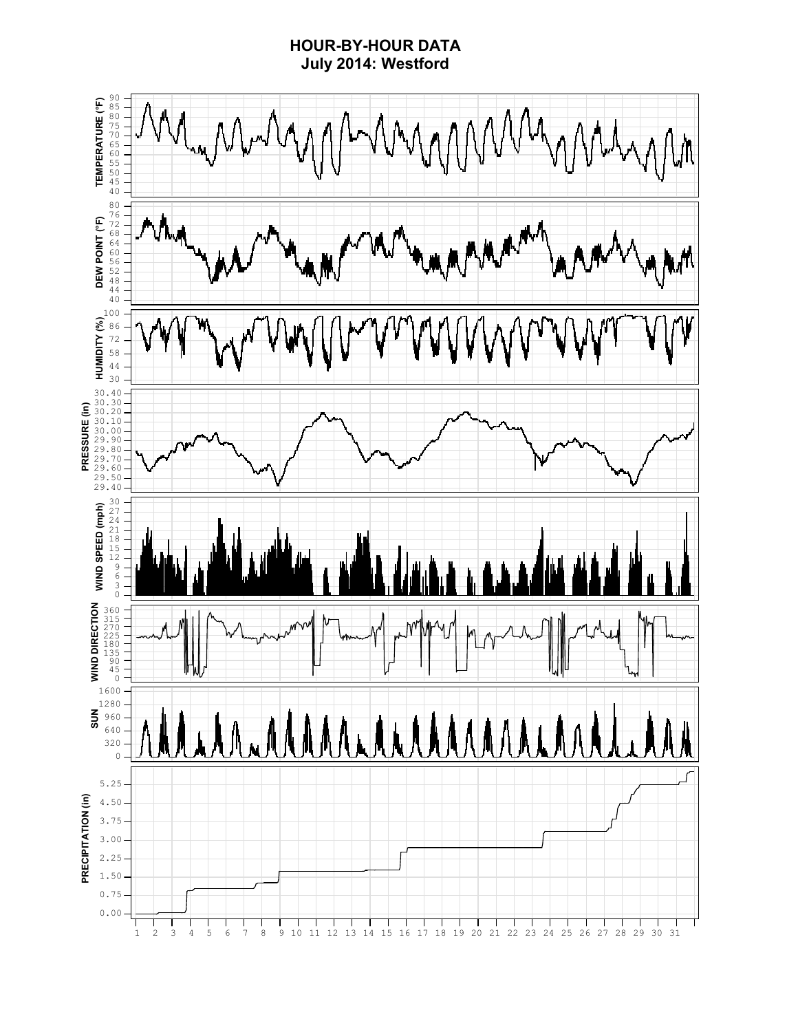# HOUR-BY-HOUR DATA
## July 2014: Westford

TEMPERATURE (°F)

DEW POINT (°F)

HUMIDITY (%)

PRESSURE (in)

WIND SPEED (mph)

WIND DIRECTION

SUN

PRECIPITATION (in)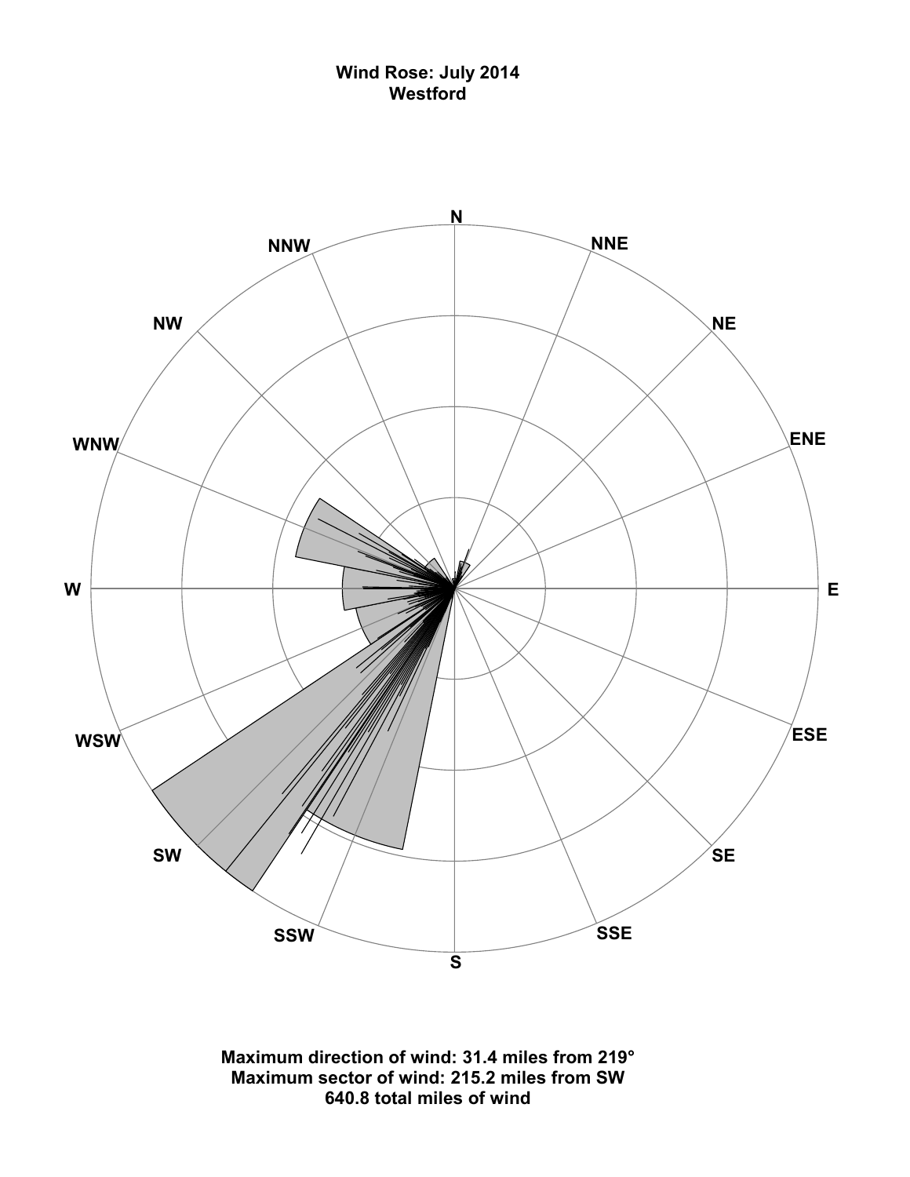Wind Rose: July 2014
Westford

N
NNE
NE
ENE
E
ESE
SE
SSE
S
SSW
SW
WSW
W
WNW
NW
NNW

Maximum direction of wind: 31.4 miles from 219°
Maximum sector of wind: 215.2 miles from SW
640.8 total miles of wind